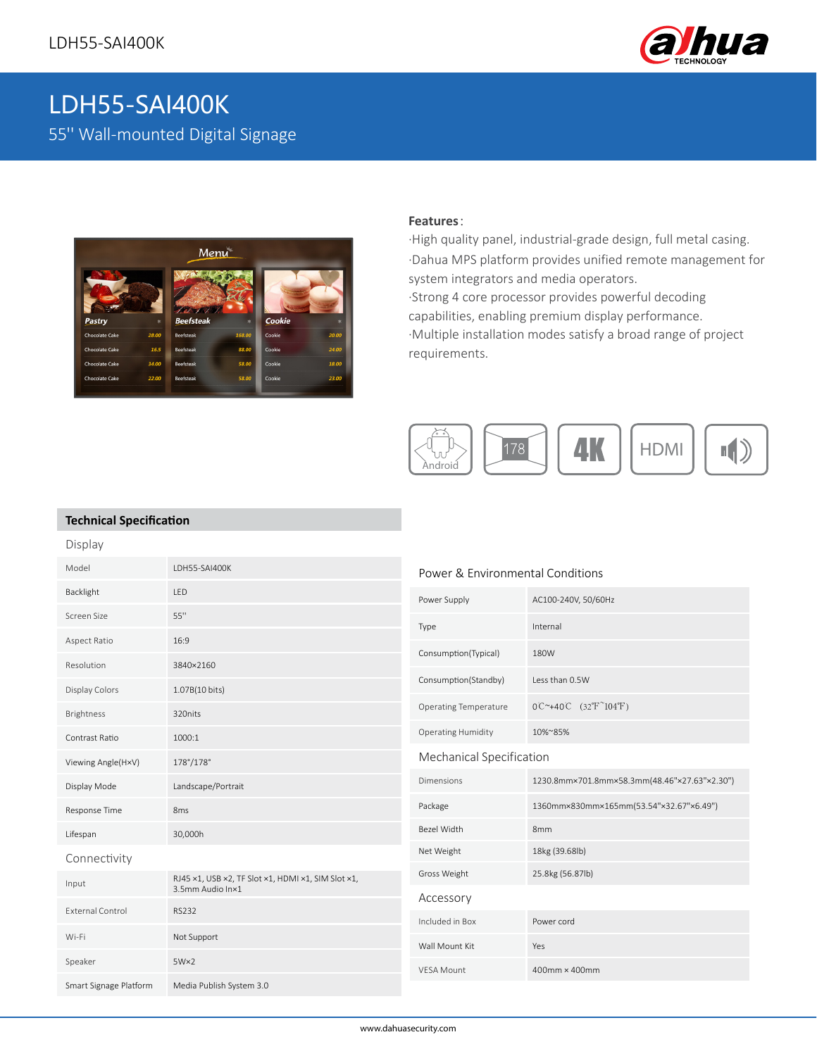# LDH55-SAI400K

## 55'' Wall-mounted Digital Signage

**Features**:

·High quality panel, industrial-grade design, full metal casing.

·Dahua MPS platform provides unified remote management for system integrators and media operators.

·Strong 4 core processor provides powerful decoding capabilities, enabling premium display performance.

·Multiple installation modes satisfy a broad range of project requirements.

Android | 178 | 4K | HDMI

## Technical Specification

### Display

| | |
|---|---|
| Model | LDH55-SAI400K |
| Backlight | LED |
| Screen Size | 55'' |
| Aspect Ratio | 16:9 |
| Resolution | 3840×2160 |
| Display Colors | 1.07B(10 bits) |
| Brightness | 320nits |
| Contrast Ratio | 1000:1 |
| Viewing Angle(H×V) | 178°/178° |
| Display Mode | Landscape/Portrait |
| Response Time | 8ms |
| Lifespan | 30,000h |

### Connectivity

| | |
|---|---|
| Input | RJ45 ×1, USB ×2, TF Slot ×1, HDMI ×1, SIM Slot ×1, 3.5mm Audio In×1 |
| External Control | RS232 |
| Wi-Fi | Not Support |
| Speaker | 5W×2 |
| Smart Signage Platform | Media Publish System 3.0 |

### Power & Environmental Conditions

| | |
|---|---|
| Power Supply | AC100-240V, 50/60Hz |
| Type | Internal |
| Consumption(Typical) | 180W |
| Consumption(Standby) | Less than 0.5W |
| Operating Temperature | 0℃~+40℃ (32℉~104℉) |
| Operating Humidity | 10%~85% |

### Mechanical Specification

| | |
|---|---|
| Dimensions | 1230.8mm×701.8mm×58.3mm(48.46"×27.63"×2.30") |
| Package | 1360mm×830mm×165mm(53.54"×32.67"×6.49") |
| Bezel Width | 8mm |
| Net Weight | 18kg (39.68lb) |
| Gross Weight | 25.8kg (56.87lb) |

### Accessory

| | |
|---|---|
| Included in Box | Power cord |
| Wall Mount Kit | Yes |
| VESA Mount | 400mm × 400mm |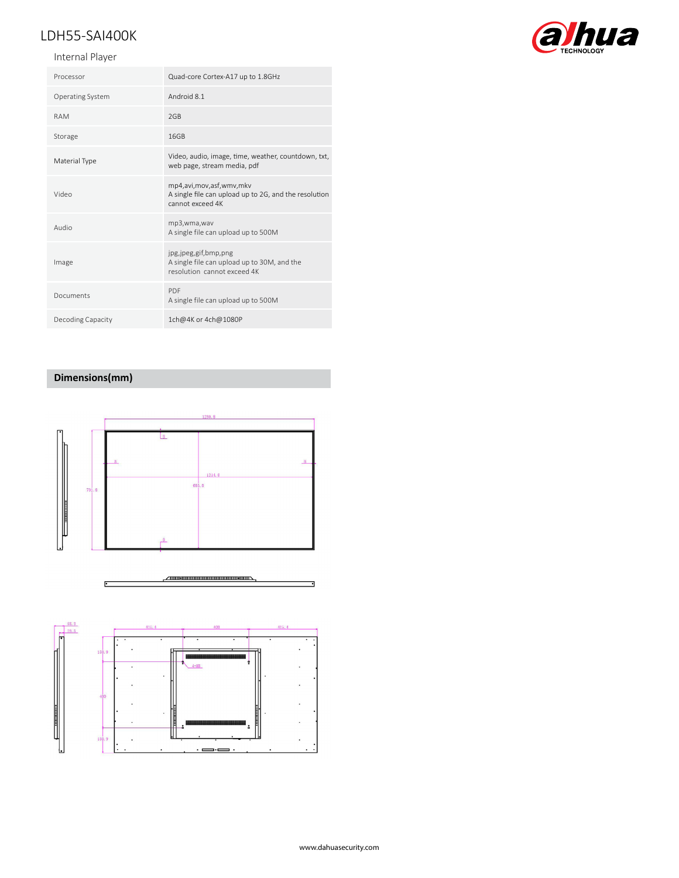## Internal Player

| | |
|---|---|
| Processor | Quad-core Cortex-A17 up to 1.8GHz |
| Operating System | Android 8.1 |
| RAM | 2GB |
| Storage | 16GB |
| Material Type | Video, audio, image, time, weather, countdown, txt, web page, stream media, pdf |
| Video | mp4,avi,mov,asf,wmv,mkv<br>A single file can upload up to 2G, and the resolution cannot exceed 4K |
| Audio | mp3,wma,wav<br>A single file can upload up to 500M |
| Image | jpg,jpeg,gif,bmp,png<br>A single file can upload up to 30M, and the resolution cannot exceed 4K |
| Documents | PDF<br>A single file can upload up to 500M |
| Decoding Capacity | 1ch@4K or 4ch@1080P |

## Dimensions(mm)

1230.8
8
8
8
1214.8
701.8
685.8
8

56.8
29.5
415.4
400
415.4
150.9
4-M8
400
150.9